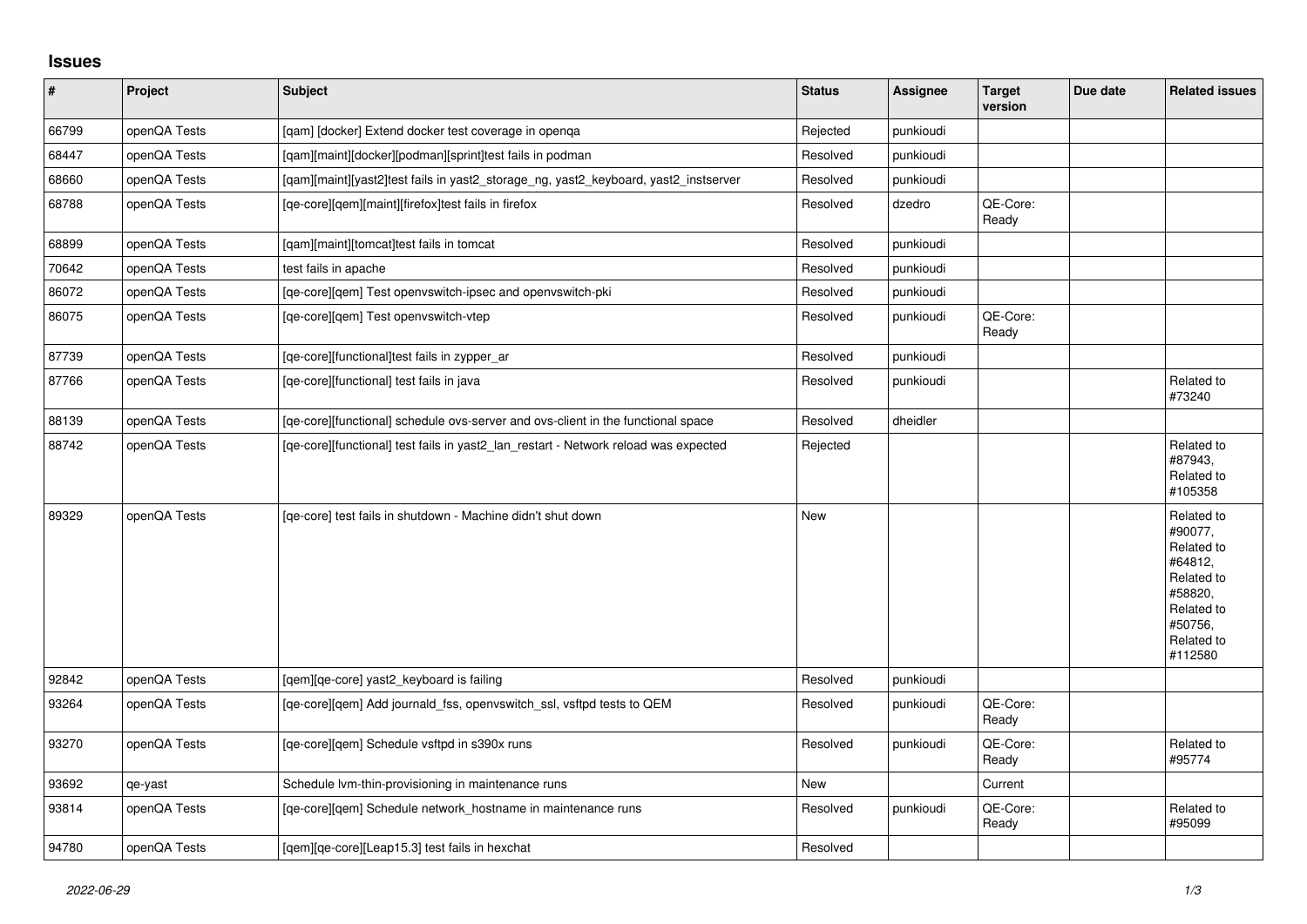## Issues

| # | Project | Subject | Status | Assignee | Target version | Due date | Related issues |
|---|---|---|---|---|---|---|---|
| 66799 | openQA Tests | [qam] [docker] Extend docker test coverage in openqa | Rejected | punkioudi | | | |
| 68447 | openQA Tests | [qam][maint][docker][podman][sprint]test fails in podman | Resolved | punkioudi | | | |
| 68660 | openQA Tests | [qam][maint][yast2]test fails in yast2_storage_ng, yast2_keyboard, yast2_instserver | Resolved | punkioudi | | | |
| 68788 | openQA Tests | [qe-core][qem][maint][firefox]test fails in firefox | Resolved | dzedro | QE-Core: Ready | | |
| 68899 | openQA Tests | [qam][maint][tomcat]test fails in tomcat | Resolved | punkioudi | | | |
| 70642 | openQA Tests | test fails in apache | Resolved | punkioudi | | | |
| 86072 | openQA Tests | [qe-core][qem] Test openvswitch-ipsec and openvswitch-pki | Resolved | punkioudi | | | |
| 86075 | openQA Tests | [qe-core][qem] Test openvswitch-vtep | Resolved | punkioudi | QE-Core: Ready | | |
| 87739 | openQA Tests | [qe-core][functional]test fails in zypper_ar | Resolved | punkioudi | | | |
| 87766 | openQA Tests | [qe-core][functional] test fails in java | Resolved | punkioudi | | | Related to #73240 |
| 88139 | openQA Tests | [qe-core][functional] schedule ovs-server and ovs-client in the functional space | Resolved | dheidler | | | |
| 88742 | openQA Tests | [qe-core][functional] test fails in yast2_lan_restart - Network reload was expected | Rejected | | | | Related to #87943, Related to #105358 |
| 89329 | openQA Tests | [qe-core] test fails in shutdown - Machine didn't shut down | New | | | | Related to #90077, Related to #64812, Related to #58820, Related to #50756, Related to #112580 |
| 92842 | openQA Tests | [qem][qe-core] yast2_keyboard is failing | Resolved | punkioudi | | | |
| 93264 | openQA Tests | [qe-core][qem] Add journald_fss, openvswitch_ssl, vsftpd tests to QEM | Resolved | punkioudi | QE-Core: Ready | | |
| 93270 | openQA Tests | [qe-core][qem] Schedule vsftpd in s390x runs | Resolved | punkioudi | QE-Core: Ready | | Related to #95774 |
| 93692 | qe-yast | Schedule lvm-thin-provisioning in maintenance runs | New | | Current | | |
| 93814 | openQA Tests | [qe-core][qem] Schedule network_hostname in maintenance runs | Resolved | punkioudi | QE-Core: Ready | | Related to #95099 |
| 94780 | openQA Tests | [qem][qe-core][Leap15.3] test fails in hexchat | Resolved | | | | |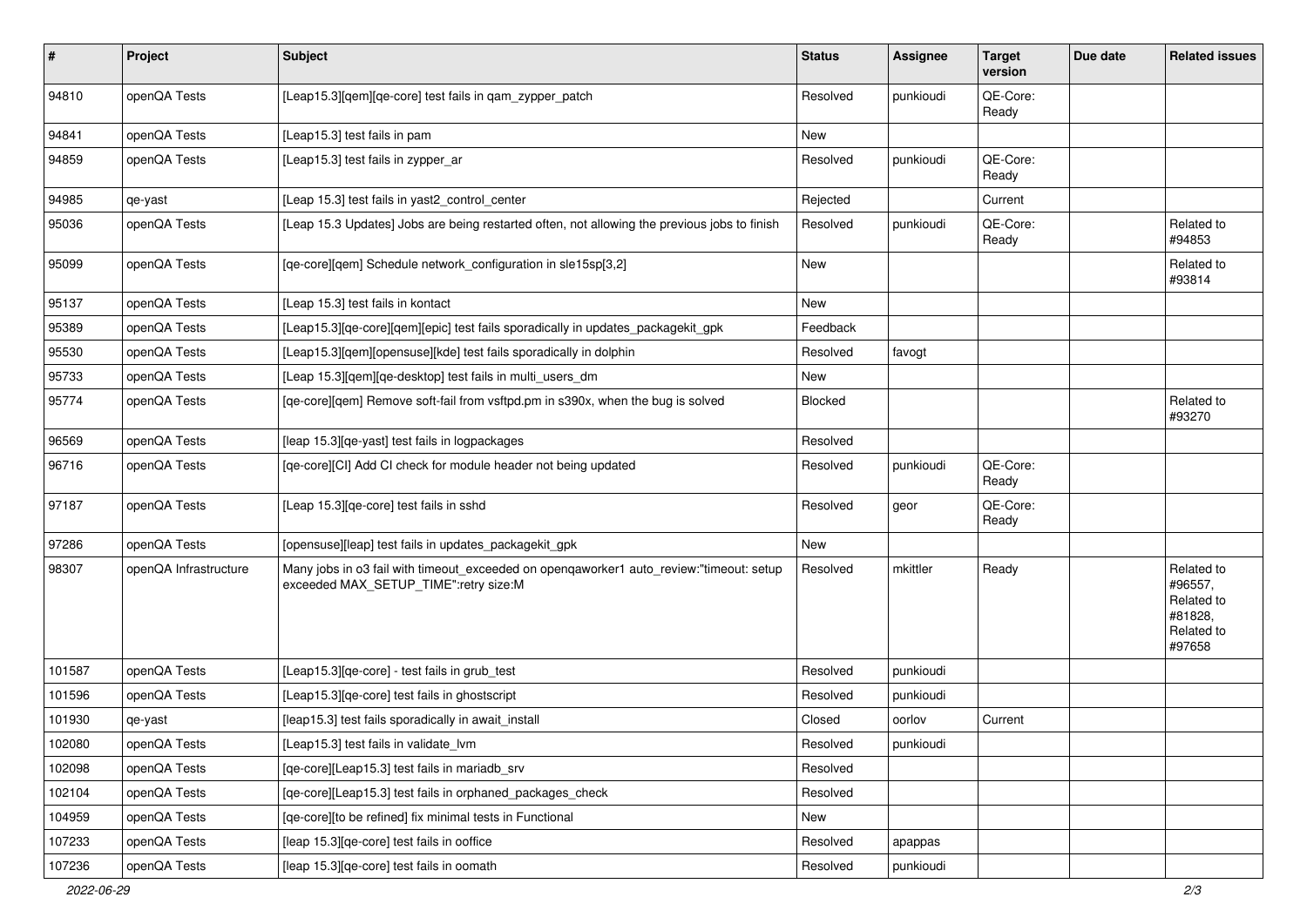| # | Project | Subject | Status | Assignee | Target version | Due date | Related issues |
|---|---|---|---|---|---|---|---|
| 94810 | openQA Tests | [Leap15.3][qem][qe-core] test fails in qam_zypper_patch | Resolved | punkioudi | QE-Core: Ready | | |
| 94841 | openQA Tests | [Leap15.3] test fails in pam | New | | | | |
| 94859 | openQA Tests | [Leap15.3] test fails in zypper_ar | Resolved | punkioudi | QE-Core: Ready | | |
| 94985 | qe-yast | [Leap 15.3] test fails in yast2_control_center | Rejected | | Current | | |
| 95036 | openQA Tests | [Leap 15.3 Updates] Jobs are being restarted often, not allowing the previous jobs to finish | Resolved | punkioudi | QE-Core: Ready | | Related to #94853 |
| 95099 | openQA Tests | [qe-core][qem] Schedule network_configuration in sle15sp[3,2] | New | | | | Related to #93814 |
| 95137 | openQA Tests | [Leap 15.3] test fails in kontact | New | | | | |
| 95389 | openQA Tests | [Leap15.3][qe-core][qem][epic] test fails sporadically in updates_packagekit_gpk | Feedback | | | | |
| 95530 | openQA Tests | [Leap15.3][qem][opensuse][kde] test fails sporadically in dolphin | Resolved | favogt | | | |
| 95733 | openQA Tests | [Leap 15.3][qem][qe-desktop] test fails in multi_users_dm | New | | | | |
| 95774 | openQA Tests | [qe-core][qem] Remove soft-fail from vsftpd.pm in s390x, when the bug is solved | Blocked | | | | Related to #93270 |
| 96569 | openQA Tests | [leap 15.3][qe-yast] test fails in logpackages | Resolved | | | | |
| 96716 | openQA Tests | [qe-core][CI] Add CI check for module header not being updated | Resolved | punkioudi | QE-Core: Ready | | |
| 97187 | openQA Tests | [Leap 15.3][qe-core] test fails in sshd | Resolved | geor | QE-Core: Ready | | |
| 97286 | openQA Tests | [opensuse][leap] test fails in updates_packagekit_gpk | New | | | | |
| 98307 | openQA Infrastructure | Many jobs in o3 fail with timeout_exceeded on openqaworker1 auto_review:"timeout: setup exceeded MAX_SETUP_TIME":retry size:M | Resolved | mkittler | Ready | | Related to #96557, Related to #81828, Related to #97658 |
| 101587 | openQA Tests | [Leap15.3][qe-core] - test fails in grub_test | Resolved | punkioudi | | | |
| 101596 | openQA Tests | [Leap15.3][qe-core] test fails in ghostscript | Resolved | punkioudi | | | |
| 101930 | qe-yast | [leap15.3] test fails sporadically in await_install | Closed | oorlov | Current | | |
| 102080 | openQA Tests | [Leap15.3] test fails in validate_lvm | Resolved | punkioudi | | | |
| 102098 | openQA Tests | [qe-core][Leap15.3] test fails in mariadb_srv | Resolved | | | | |
| 102104 | openQA Tests | [qe-core][Leap15.3] test fails in orphaned_packages_check | Resolved | | | | |
| 104959 | openQA Tests | [qe-core][to be refined] fix minimal tests in Functional | New | | | | |
| 107233 | openQA Tests | [leap 15.3][qe-core] test fails in ooffice | Resolved | apappas | | | |
| 107236 | openQA Tests | [leap 15.3][qe-core] test fails in oomath | Resolved | punkioudi | | | |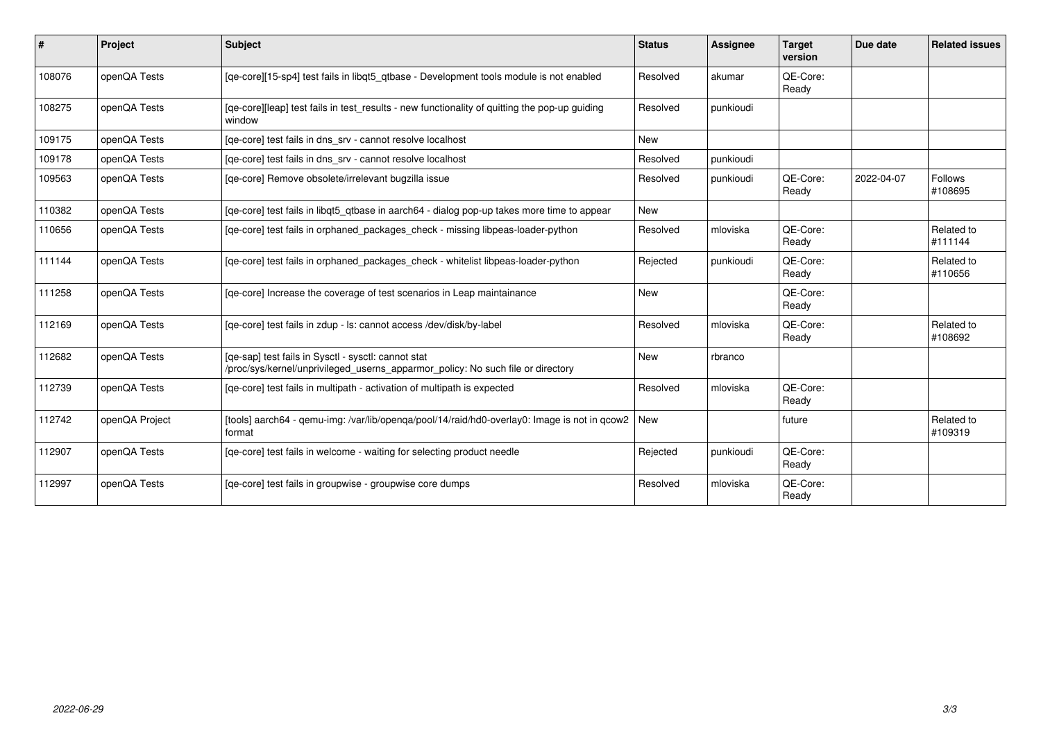| # | Project | Subject | Status | Assignee | Target version | Due date | Related issues |
|---|---|---|---|---|---|---|---|
| 108076 | openQA Tests | [qe-core][15-sp4] test fails in libqt5_qtbase - Development tools module is not enabled | Resolved | akumar | QE-Core: Ready | | |
| 108275 | openQA Tests | [qe-core][leap] test fails in test_results - new functionality of quitting the pop-up guiding window | Resolved | punkioudi | | | |
| 109175 | openQA Tests | [qe-core] test fails in dns_srv - cannot resolve localhost | New | | | | |
| 109178 | openQA Tests | [qe-core] test fails in dns_srv - cannot resolve localhost | Resolved | punkioudi | | | |
| 109563 | openQA Tests | [qe-core] Remove obsolete/irrelevant bugzilla issue | Resolved | punkioudi | QE-Core: Ready | 2022-04-07 | Follows #108695 |
| 110382 | openQA Tests | [qe-core] test fails in libqt5_qtbase in aarch64 - dialog pop-up takes more time to appear | New | | | | |
| 110656 | openQA Tests | [qe-core] test fails in orphaned_packages_check - missing libpeas-loader-python | Resolved | mloviska | QE-Core: Ready | | Related to #111144 |
| 111144 | openQA Tests | [qe-core] test fails in orphaned_packages_check - whitelist libpeas-loader-python | Rejected | punkioudi | QE-Core: Ready | | Related to #110656 |
| 111258 | openQA Tests | [qe-core] Increase the coverage of test scenarios in Leap maintainance | New | | QE-Core: Ready | | |
| 112169 | openQA Tests | [qe-core] test fails in zdup - ls: cannot access /dev/disk/by-label | Resolved | mloviska | QE-Core: Ready | | Related to #108692 |
| 112682 | openQA Tests | [qe-sap] test fails in Sysctl - sysctl: cannot stat /proc/sys/kernel/unprivileged_userns_apparmor_policy: No such file or directory | New | rbranco | | | |
| 112739 | openQA Tests | [qe-core] test fails in multipath - activation of multipath is expected | Resolved | mloviska | QE-Core: Ready | | |
| 112742 | openQA Project | [tools] aarch64 - qemu-img: /var/lib/openqa/pool/14/raid/hd0-overlay0: Image is not in qcow2 format | New | | future | | Related to #109319 |
| 112907 | openQA Tests | [qe-core] test fails in welcome - waiting for selecting product needle | Rejected | punkioudi | QE-Core: Ready | | |
| 112997 | openQA Tests | [qe-core] test fails in groupwise - groupwise core dumps | Resolved | mloviska | QE-Core: Ready | | |